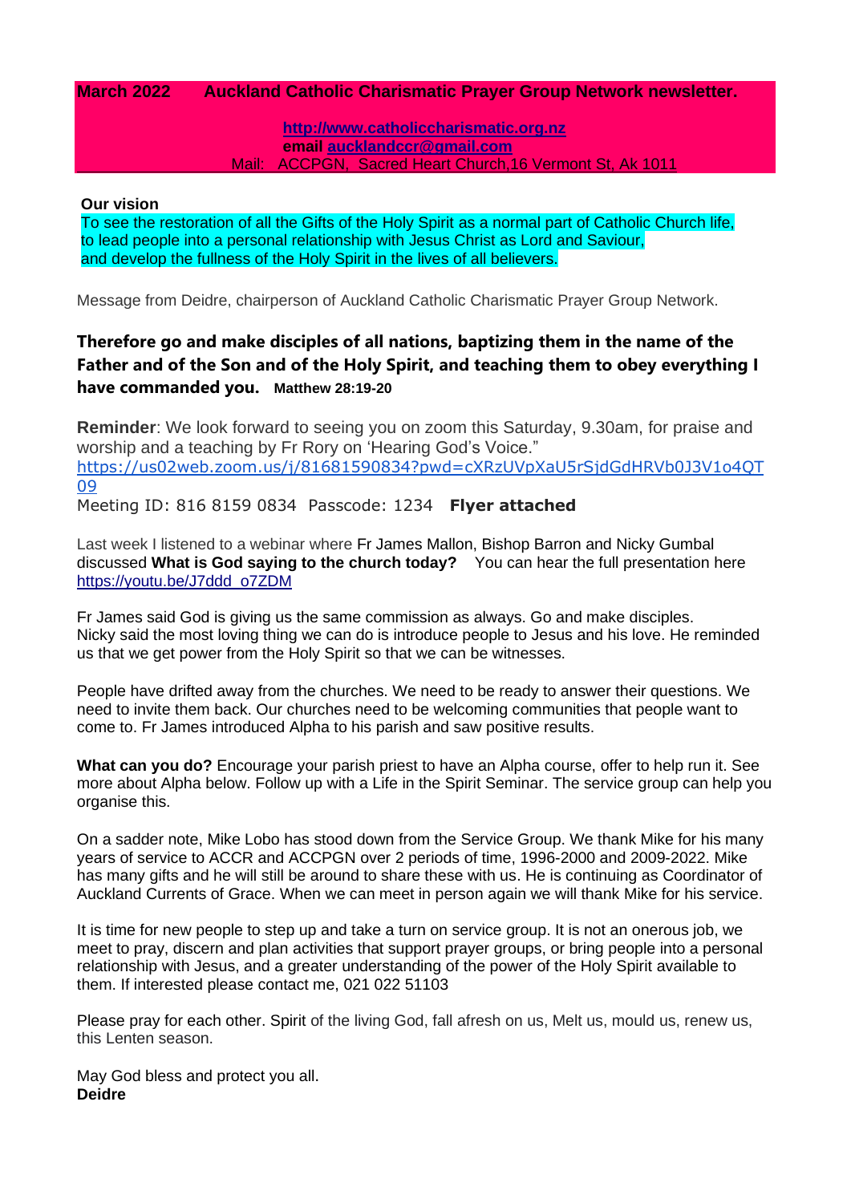**March 2022 Auckland Catholic Charismatic Prayer Group Network newsletter.**

**http://www.catholiccharismatic.org.nz**
**email aucklandccr@gmail.com**
Mail: ACCPGN, Sacred Heart Church,16 Vermont St, Ak 1011

**Our vision**

To see the restoration of all the Gifts of the Holy Spirit as a normal part of Catholic Church life,
to lead people into a personal relationship with Jesus Christ as Lord and Saviour,
and develop the fullness of the Holy Spirit in the lives of all believers.

Message from Deidre, chairperson of Auckland Catholic Charismatic Prayer Group Network.

**Therefore go and make disciples of all nations, baptizing them in the name of the Father and of the Son and of the Holy Spirit, and teaching them to obey everything I have commanded you.** **Matthew 28:19-20**

**Reminder**: We look forward to seeing you on zoom this Saturday, 9.30am, for praise and worship and a teaching by Fr Rory on 'Hearing God's Voice."
https://us02web.zoom.us/j/81681590834?pwd=cXRzUVpXaU5rSjdGdHRVb0J3V1o4QT09
Meeting ID: 816 8159 0834 Passcode: 1234 **Flyer attached**

Last week I listened to a webinar where Fr James Mallon, Bishop Barron and Nicky Gumbal discussed **What is God saying to the church today?** You can hear the full presentation here https://youtu.be/J7ddd_o7ZDM

Fr James said God is giving us the same commission as always. Go and make disciples.
Nicky said the most loving thing we can do is introduce people to Jesus and his love. He reminded us that we get power from the Holy Spirit so that we can be witnesses.

People have drifted away from the churches. We need to be ready to answer their questions. We need to invite them back. Our churches need to be welcoming communities that people want to come to. Fr James introduced Alpha to his parish and saw positive results.

**What can you do?** Encourage your parish priest to have an Alpha course, offer to help run it. See more about Alpha below. Follow up with a Life in the Spirit Seminar. The service group can help you organise this.

On a sadder note, Mike Lobo has stood down from the Service Group. We thank Mike for his many years of service to ACCR and ACCPGN over 2 periods of time, 1996-2000 and 2009-2022. Mike has many gifts and he will still be around to share these with us. He is continuing as Coordinator of Auckland Currents of Grace. When we can meet in person again we will thank Mike for his service.

It is time for new people to step up and take a turn on service group. It is not an onerous job, we meet to pray, discern and plan activities that support prayer groups, or bring people into a personal relationship with Jesus, and a greater understanding of the power of the Holy Spirit available to them. If interested please contact me, 021 022 51103

Please pray for each other. Spirit of the living God, fall afresh on us, Melt us, mould us, renew us, this Lenten season.

May God bless and protect you all.
**Deidre**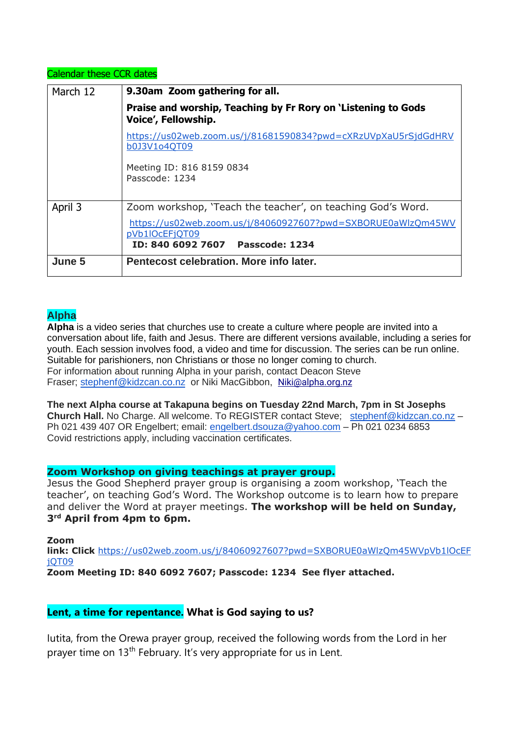Calendar these CCR dates

| March 12 | **9.30am Zoom gathering for all.**<br>**Praise and worship, Teaching by Fr Rory on 'Listening to Gods Voice', Fellowship.**<br>https://us02web.zoom.us/j/81681590834?pwd=cXRzUVpXaU5rSjdGdHRVb0J3V1o4QT09<br>Meeting ID: 816 8159 0834<br>Passcode: 1234 |
|---|---|
| April 3 | Zoom workshop, 'Teach the teacher', on teaching God's Word.<br>https://us02web.zoom.us/j/84060927607?pwd=SXBORUE0aWlzQm45WVpVb1lOcEFjQT09<br>**ID: 840 6092 7607 Passcode: 1234** |
| **June 5** | **Pentecost celebration. More info later.** |

## Alpha

**Alpha** is a video series that churches use to create a culture where people are invited into a conversation about life, faith and Jesus. There are different versions available, including a series for youth. Each session involves food, a video and time for discussion. The series can be run online. Suitable for parishioners, non Christians or those no longer coming to church.
For information about running Alpha in your parish, contact Deacon Steve Fraser; stephenf@kidzcan.co.nz or Niki MacGibbon, Niki@alpha.org.nz

**The next Alpha course at Takapuna begins on Tuesday 22nd March, 7pm in St Josephs Church Hall.** No Charge. All welcome. To REGISTER contact Steve; stephenf@kidzcan.co.nz – Ph 021 439 407 OR Engelbert; email: engelbert.dsouza@yahoo.com – Ph 021 0234 6853
Covid restrictions apply, including vaccination certificates.

## Zoom Workshop on giving teachings at prayer group.

Jesus the Good Shepherd prayer group is organising a zoom workshop, 'Teach the teacher', on teaching God's Word. The Workshop outcome is to learn how to prepare and deliver the Word at prayer meetings. **The workshop will be held on Sunday, 3rd April from 4pm to 6pm.**

**Zoom link: Click** https://us02web.zoom.us/j/84060927607?pwd=SXBORUE0aWlzQm45WVpVb1lOcEFjQT09
**Zoom Meeting ID: 840 6092 7607; Passcode: 1234 See flyer attached.**

## Lent, a time for repentance. What is God saying to us?

Iutita, from the Orewa prayer group, received the following words from the Lord in her prayer time on 13th February. It's very appropriate for us in Lent.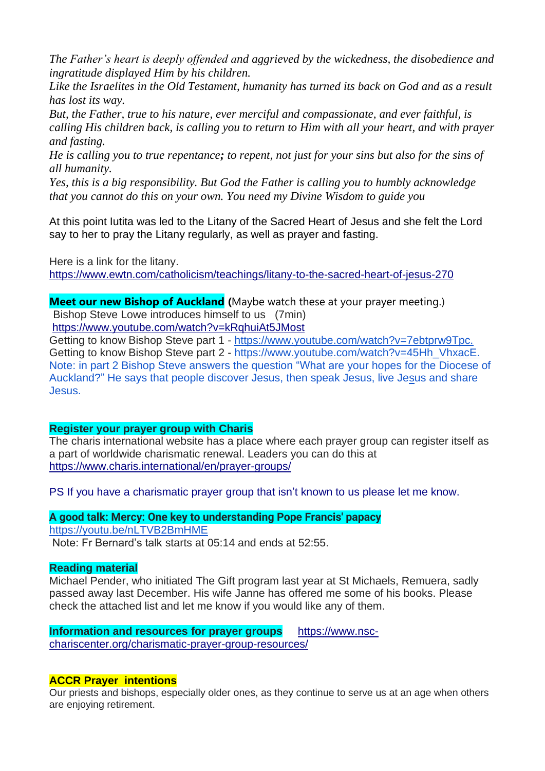*The Father's heart is deeply offended and aggrieved by the wickedness, the disobedience and ingratitude displayed Him by his children.*
*Like the Israelites in the Old Testament, humanity has turned its back on God and as a result has lost its way.*
*But, the Father, true to his nature, ever merciful and compassionate, and ever faithful, is calling His children back, is calling you to return to Him with all your heart, and with prayer and fasting.*
*He is calling you to true repentance**;** to repent, not just for your sins but also for the sins of all humanity.*
*Yes, this is a big responsibility. But God the Father is calling you to humbly acknowledge that you cannot do this on your own. You need my Divine Wisdom to guide you*

At this point Iutita was led to the Litany of the Sacred Heart of Jesus and she felt the Lord say to her to pray the Litany regularly, as well as prayer and fasting.

Here is a link for the litany.
https://www.ewtn.com/catholicism/teachings/litany-to-the-sacred-heart-of-jesus-270

**Meet our new Bishop of Auckland** (Maybe watch these at your prayer meeting.)
Bishop Steve Lowe introduces himself to us (7min)
https://www.youtube.com/watch?v=kRqhuiAt5JMost
Getting to know Bishop Steve part 1 - https://www.youtube.com/watch?v=7ebtprw9Tpc.
Getting to know Bishop Steve part 2 - https://www.youtube.com/watch?v=45Hh_VhxacE.
Note: in part 2 Bishop Steve answers the question "What are your hopes for the Diocese of Auckland?" He says that people discover Jesus, then speak Jesus, live Jesus and share Jesus.

**Register your prayer group with Charis**
The charis international website has a place where each prayer group can register itself as a part of worldwide charismatic renewal. Leaders you can do this at
https://www.charis.international/en/prayer-groups/

PS If you have a charismatic prayer group that isn't known to us please let me know.

**A good talk: Mercy: One key to understanding Pope Francis' papacy**
https://youtu.be/nLTVB2BmHME
Note: Fr Bernard's talk starts at 05:14 and ends at 52:55.

**Reading material**
Michael Pender, who initiated The Gift program last year at St Michaels, Remuera, sadly passed away last December. His wife Janne has offered me some of his books. Please check the attached list and let me know if you would like any of them.

**Information and resources for prayer groups** https://www.nsc-chariscenter.org/charismatic-prayer-group-resources/

**ACCR Prayer intentions**
Our priests and bishops, especially older ones, as they continue to serve us at an age when others are enjoying retirement.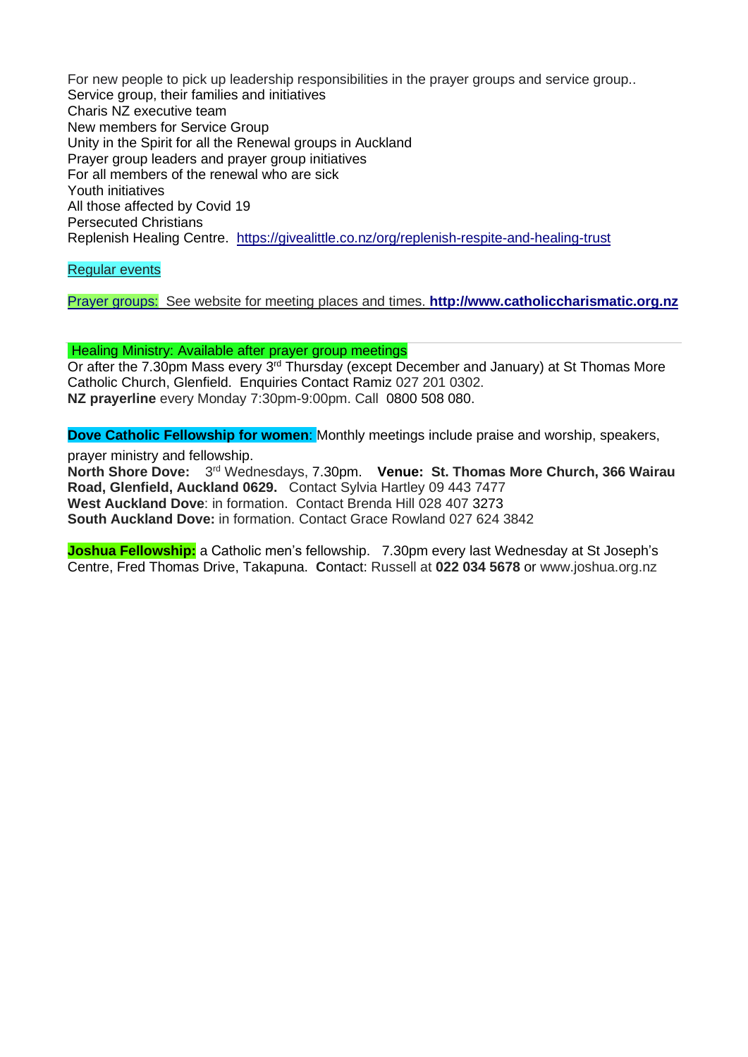For new people to pick up leadership responsibilities in the prayer groups and service group..
Service group, their families and initiatives
Charis NZ executive team
New members for Service Group
Unity in the Spirit for all the Renewal groups in Auckland
Prayer group leaders and prayer group initiatives
For all members of the renewal who are sick
Youth initiatives
All those affected by Covid 19
Persecuted Christians
Replenish Healing Centre. https://givealittle.co.nz/org/replenish-respite-and-healing-trust

Regular events

Prayer groups: See website for meeting places and times. **http://www.catholiccharismatic.org.nz**

---

Healing Ministry: Available after prayer group meetings
Or after the 7.30pm Mass every 3rd Thursday (except December and January) at St Thomas More Catholic Church, Glenfield. Enquiries Contact Ramiz 027 201 0302.
**NZ prayerline** every Monday 7:30pm-9:00pm. Call 0800 508 080.

**Dove Catholic Fellowship for women**: Monthly meetings include praise and worship, speakers, prayer ministry and fellowship.
**North Shore Dove:** 3rd Wednesdays, 7.30pm. **Venue: St. Thomas More Church, 366 Wairau Road, Glenfield, Auckland 0629.** Contact Sylvia Hartley 09 443 7477
**West Auckland Dove**: in formation. Contact Brenda Hill 028 407 3273
**South Auckland Dove:** in formation. Contact Grace Rowland 027 624 3842

**Joshua Fellowship:** a Catholic men's fellowship. 7.30pm every last Wednesday at St Joseph's Centre, Fred Thomas Drive, Takapuna. **C**ontact: Russell at **022 034 5678** or www.joshua.org.nz